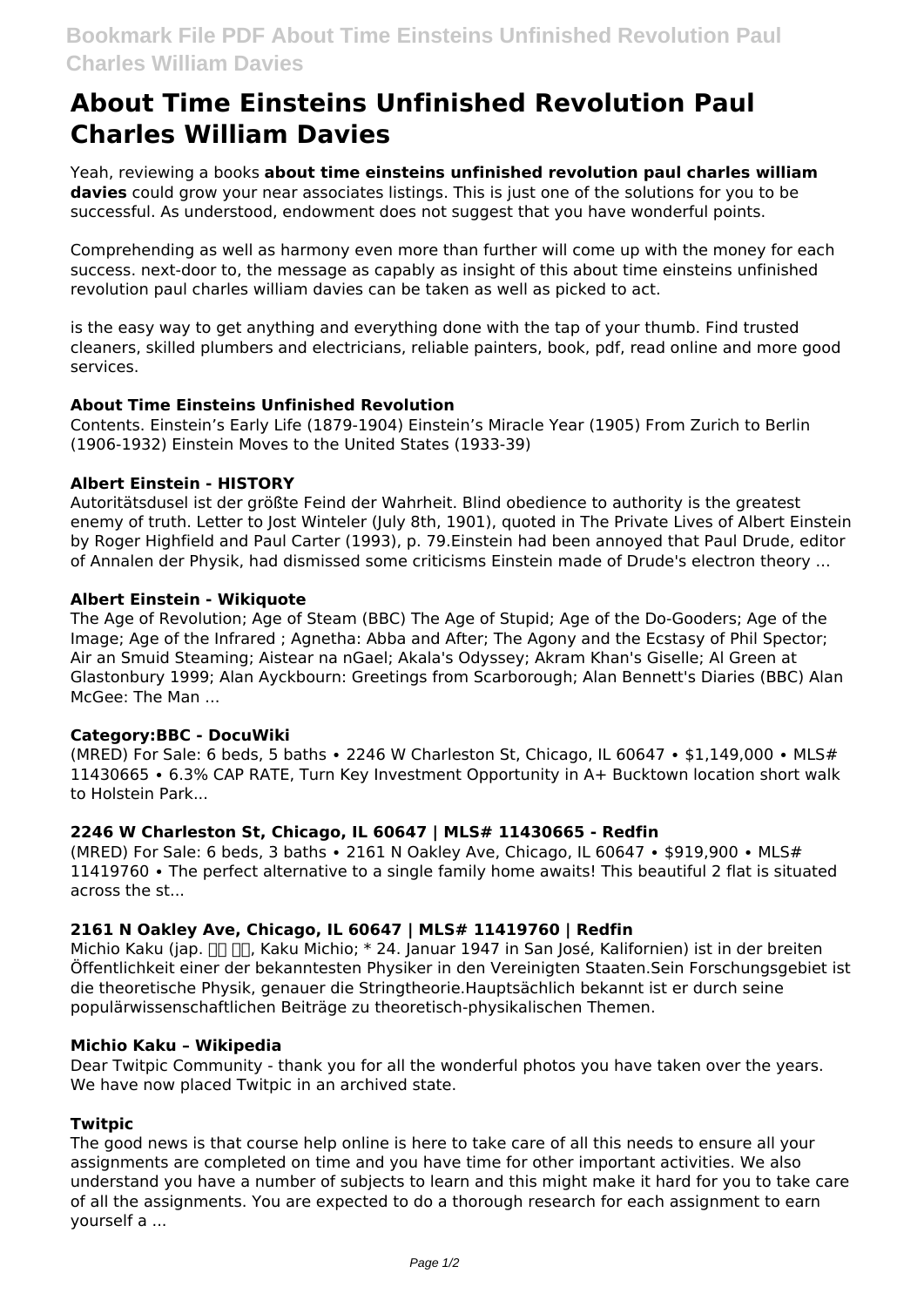# About Time Einsteins Unfinished Revolution Paul Charles William Davies

Yeah, reviewing a books **about time einsteins unfinished revolution paul charles william davies** could grow your near associates listings. This is just one of the solutions for you to be successful. As understood, endowment does not suggest that you have wonderful points.

Comprehending as well as harmony even more than further will come up with the money for each success. next-door to, the message as capably as insight of this about time einsteins unfinished revolution paul charles william davies can be taken as well as picked to act.

is the easy way to get anything and everything done with the tap of your thumb. Find trusted cleaners, skilled plumbers and electricians, reliable painters, book, pdf, read online and more good services.

### About Time Einsteins Unfinished Revolution

Contents. Einstein's Early Life (1879-1904) Einstein's Miracle Year (1905) From Zurich to Berlin (1906-1932) Einstein Moves to the United States (1933-39)

### Albert Einstein - HISTORY

Autoritätsdusel ist der größte Feind der Wahrheit. Blind obedience to authority is the greatest enemy of truth. Letter to Jost Winteler (July 8th, 1901), quoted in The Private Lives of Albert Einstein by Roger Highfield and Paul Carter (1993), p. 79.Einstein had been annoyed that Paul Drude, editor of Annalen der Physik, had dismissed some criticisms Einstein made of Drude's electron theory ...

### Albert Einstein - Wikiquote

The Age of Revolution; Age of Steam (BBC) The Age of Stupid; Age of the Do-Gooders; Age of the Image; Age of the Infrared ; Agnetha: Abba and After; The Agony and the Ecstasy of Phil Spector; Air an Smuid Steaming; Aistear na nGael; Akala's Odyssey; Akram Khan's Giselle; Al Green at Glastonbury 1999; Alan Ayckbourn: Greetings from Scarborough; Alan Bennett's Diaries (BBC) Alan McGee: The Man ...

### Category:BBC - DocuWiki

(MRED) For Sale: 6 beds, 5 baths • 2246 W Charleston St, Chicago, IL 60647 • $1,149,000 • MLS# 11430665 • 6.3% CAP RATE, Turn Key Investment Opportunity in A+ Bucktown location short walk to Holstein Park...

### 2246 W Charleston St, Chicago, IL 60647 | MLS# 11430665 - Redfin

(MRED) For Sale: 6 beds, 3 baths • 2161 N Oakley Ave, Chicago, IL 60647 • $919,900 • MLS# 11419760 • The perfect alternative to a single family home awaits! This beautiful 2 flat is situated across the st...

### 2161 N Oakley Ave, Chicago, IL 60647 | MLS# 11419760 | Redfin

Michio Kaku (jap. 加來 道雄, Kaku Michio; * 24. Januar 1947 in San José, Kalifornien) ist in der breiten Öffentlichkeit einer der bekanntesten Physiker in den Vereinigten Staaten.Sein Forschungsgebiet ist die theoretische Physik, genauer die Stringtheorie.Hauptsächlich bekannt ist er durch seine populärwissenschaftlichen Beiträge zu theoretisch-physikalischen Themen.

### Michio Kaku – Wikipedia

Dear Twitpic Community - thank you for all the wonderful photos you have taken over the years. We have now placed Twitpic in an archived state.

### Twitpic

The good news is that course help online is here to take care of all this needs to ensure all your assignments are completed on time and you have time for other important activities. We also understand you have a number of subjects to learn and this might make it hard for you to take care of all the assignments. You are expected to do a thorough research for each assignment to earn yourself a ...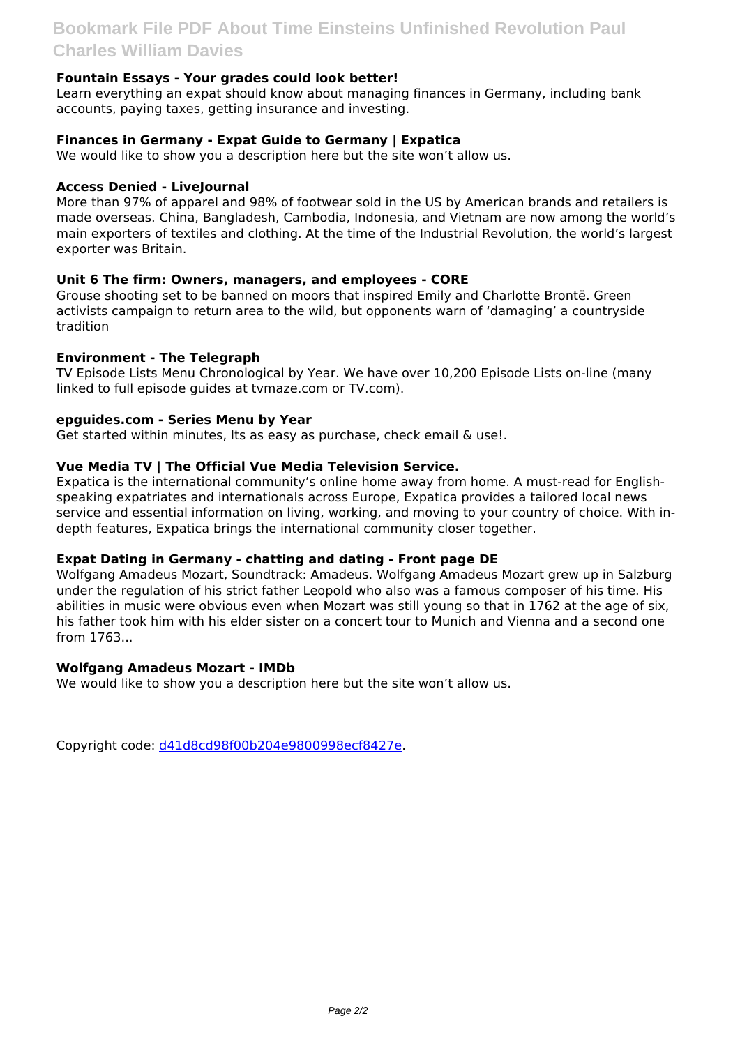**Fountain Essays - Your grades could look better!**
Learn everything an expat should know about managing finances in Germany, including bank accounts, paying taxes, getting insurance and investing.

**Finances in Germany - Expat Guide to Germany | Expatica**
We would like to show you a description here but the site won't allow us.

**Access Denied - LiveJournal**
More than 97% of apparel and 98% of footwear sold in the US by American brands and retailers is made overseas. China, Bangladesh, Cambodia, Indonesia, and Vietnam are now among the world's main exporters of textiles and clothing. At the time of the Industrial Revolution, the world's largest exporter was Britain.

**Unit 6 The firm: Owners, managers, and employees - CORE**
Grouse shooting set to be banned on moors that inspired Emily and Charlotte Brontë. Green activists campaign to return area to the wild, but opponents warn of 'damaging' a countryside tradition

**Environment - The Telegraph**
TV Episode Lists Menu Chronological by Year. We have over 10,200 Episode Lists on-line (many linked to full episode guides at tvmaze.com or TV.com).

**epguides.com - Series Menu by Year**
Get started within minutes, Its as easy as purchase, check email & use!.

**Vue Media TV | The Official Vue Media Television Service.**
Expatica is the international community's online home away from home. A must-read for English-speaking expatriates and internationals across Europe, Expatica provides a tailored local news service and essential information on living, working, and moving to your country of choice. With in-depth features, Expatica brings the international community closer together.

**Expat Dating in Germany - chatting and dating - Front page DE**
Wolfgang Amadeus Mozart, Soundtrack: Amadeus. Wolfgang Amadeus Mozart grew up in Salzburg under the regulation of his strict father Leopold who also was a famous composer of his time. His abilities in music were obvious even when Mozart was still young so that in 1762 at the age of six, his father took him with his elder sister on a concert tour to Munich and Vienna and a second one from 1763...

**Wolfgang Amadeus Mozart - IMDb**
We would like to show you a description here but the site won't allow us.

Copyright code: d41d8cd98f00b204e9800998ecf8427e.